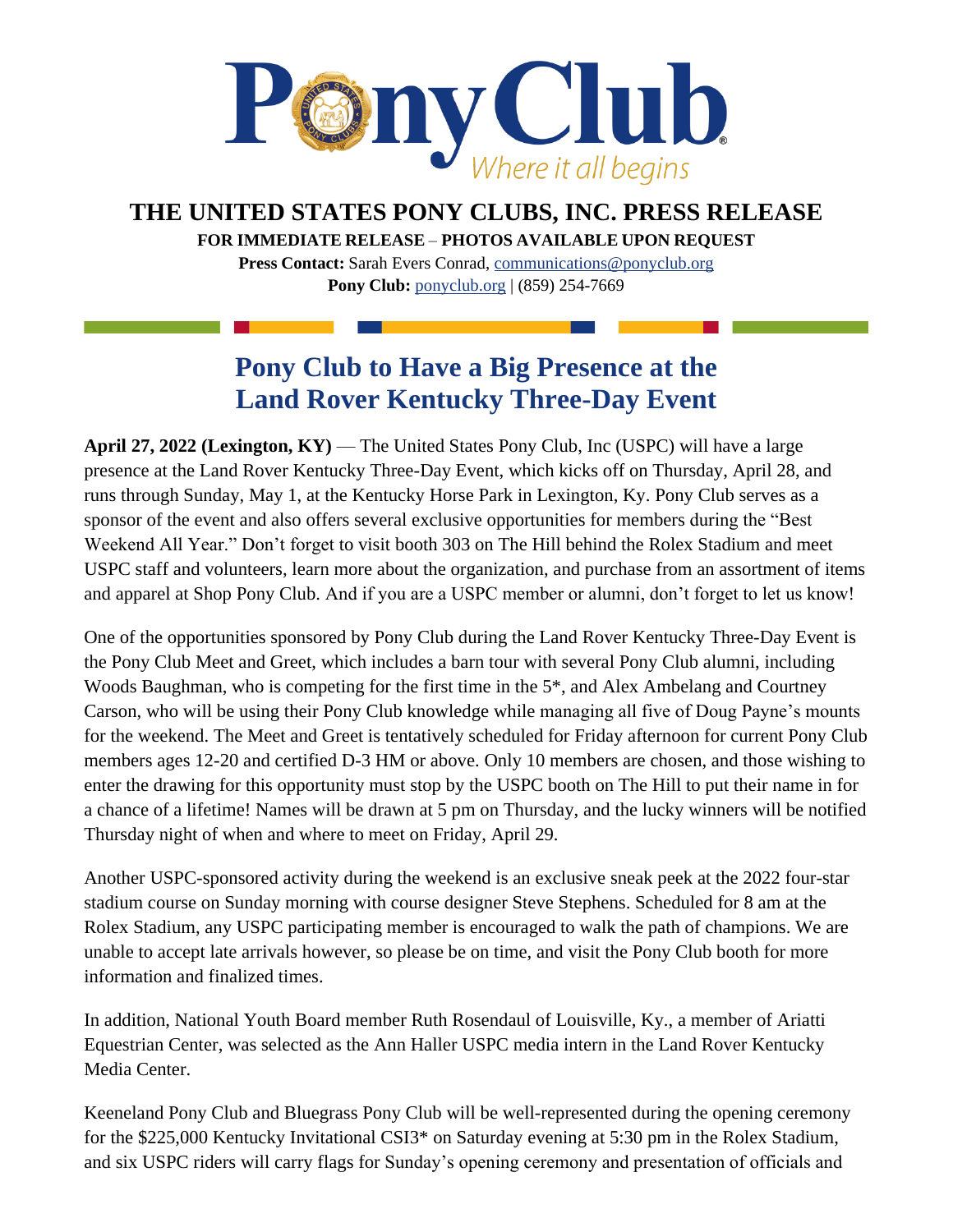# THE UNITED STATES PONY CLUBS, INC. PRESS RELEASE

**FOR IMMEDIATE RELEASE – PHOTOS AVAILABLE UPON REQUEST**

**Press Contact:** Sarah Evers Conrad, communications@ponyclub.org
**Pony Club:** ponyclub.org | (859) 254-7669

## Pony Club to Have a Big Presence at the Land Rover Kentucky Three-Day Event

**April 27, 2022 (Lexington, KY)** — The United States Pony Club, Inc (USPC) will have a large presence at the Land Rover Kentucky Three-Day Event, which kicks off on Thursday, April 28, and runs through Sunday, May 1, at the Kentucky Horse Park in Lexington, Ky. Pony Club serves as a sponsor of the event and also offers several exclusive opportunities for members during the "Best Weekend All Year." Don't forget to visit booth 303 on The Hill behind the Rolex Stadium and meet USPC staff and volunteers, learn more about the organization, and purchase from an assortment of items and apparel at Shop Pony Club. And if you are a USPC member or alumni, don't forget to let us know!

One of the opportunities sponsored by Pony Club during the Land Rover Kentucky Three-Day Event is the Pony Club Meet and Greet, which includes a barn tour with several Pony Club alumni, including Woods Baughman, who is competing for the first time in the 5*, and Alex Ambelang and Courtney Carson, who will be using their Pony Club knowledge while managing all five of Doug Payne's mounts for the weekend. The Meet and Greet is tentatively scheduled for Friday afternoon for current Pony Club members ages 12-20 and certified D-3 HM or above. Only 10 members are chosen, and those wishing to enter the drawing for this opportunity must stop by the USPC booth on The Hill to put their name in for a chance of a lifetime! Names will be drawn at 5 pm on Thursday, and the lucky winners will be notified Thursday night of when and where to meet on Friday, April 29.

Another USPC-sponsored activity during the weekend is an exclusive sneak peek at the 2022 four-star stadium course on Sunday morning with course designer Steve Stephens. Scheduled for 8 am at the Rolex Stadium, any USPC participating member is encouraged to walk the path of champions. We are unable to accept late arrivals however, so please be on time, and visit the Pony Club booth for more information and finalized times.

In addition, National Youth Board member Ruth Rosendaul of Louisville, Ky., a member of Ariatti Equestrian Center, was selected as the Ann Haller USPC media intern in the Land Rover Kentucky Media Center.

Keeneland Pony Club and Bluegrass Pony Club will be well-represented during the opening ceremony for the $225,000 Kentucky Invitational CSI3* on Saturday evening at 5:30 pm in the Rolex Stadium, and six USPC riders will carry flags for Sunday's opening ceremony and presentation of officials and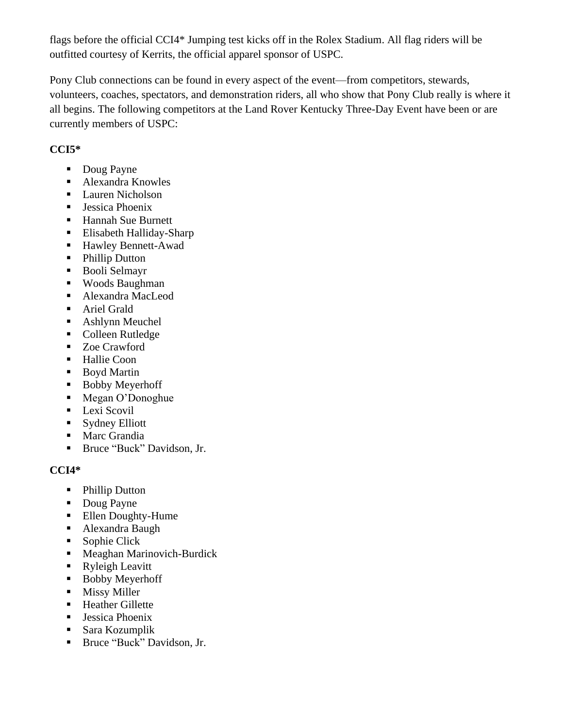flags before the official CCI4* Jumping test kicks off in the Rolex Stadium. All flag riders will be outfitted courtesy of Kerrits, the official apparel sponsor of USPC.

Pony Club connections can be found in every aspect of the event—from competitors, stewards, volunteers, coaches, spectators, and demonstration riders, all who show that Pony Club really is where it all begins. The following competitors at the Land Rover Kentucky Three-Day Event have been or are currently members of USPC:

**CCI5***

- Doug Payne
- Alexandra Knowles
- Lauren Nicholson
- Jessica Phoenix
- Hannah Sue Burnett
- Elisabeth Halliday-Sharp
- Hawley Bennett-Awad
- Phillip Dutton
- Booli Selmayr
- Woods Baughman
- Alexandra MacLeod
- Ariel Grald
- Ashlynn Meuchel
- Colleen Rutledge
- Zoe Crawford
- Hallie Coon
- Boyd Martin
- Bobby Meyerhoff
- Megan O'Donoghue
- Lexi Scovil
- Sydney Elliott
- Marc Grandia
- Bruce "Buck" Davidson, Jr.

**CCI4***

- Phillip Dutton
- Doug Payne
- Ellen Doughty-Hume
- Alexandra Baugh
- Sophie Click
- Meaghan Marinovich-Burdick
- Ryleigh Leavitt
- Bobby Meyerhoff
- Missy Miller
- Heather Gillette
- Jessica Phoenix
- Sara Kozumplik
- Bruce "Buck" Davidson, Jr.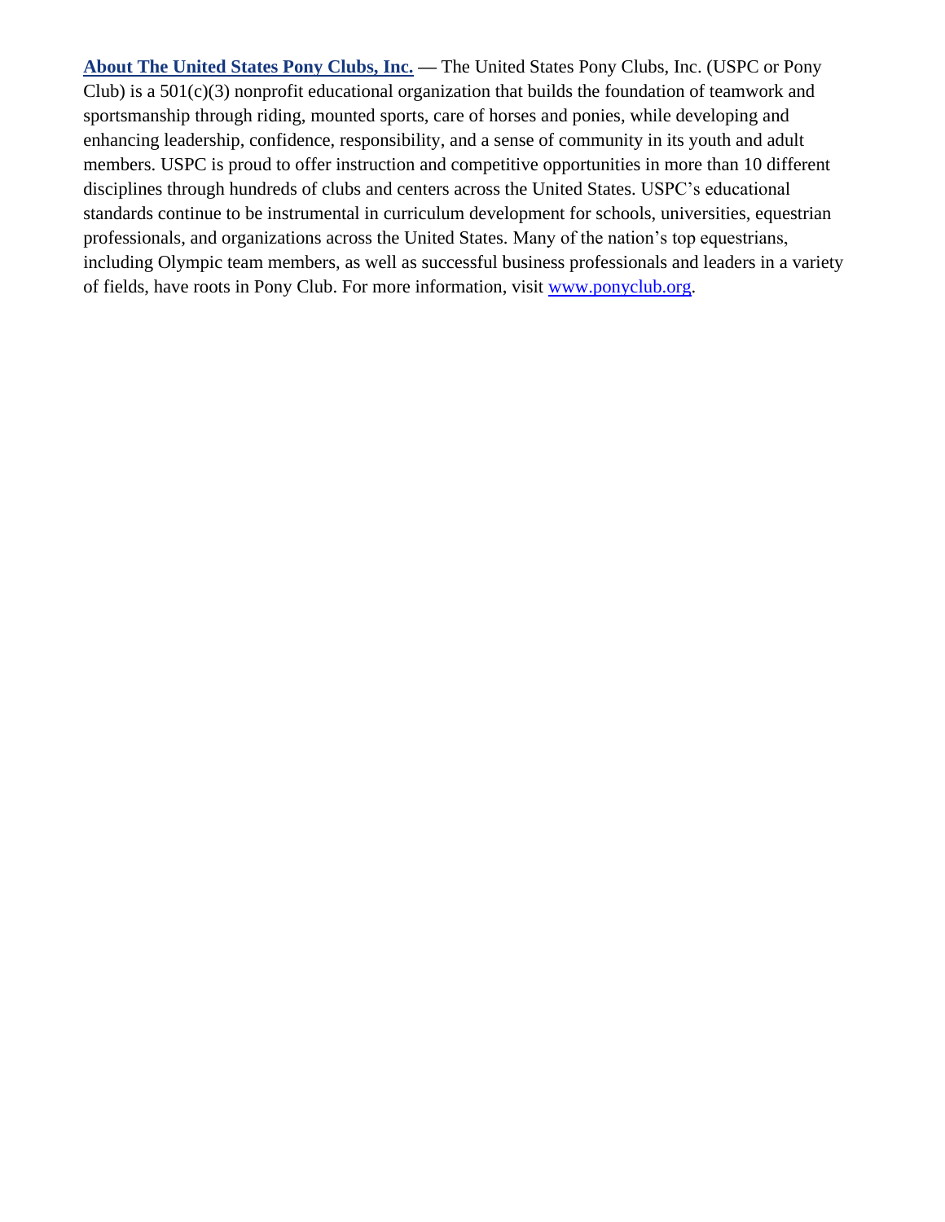**About The United States Pony Clubs, Inc.** — The United States Pony Clubs, Inc. (USPC or Pony Club) is a 501(c)(3) nonprofit educational organization that builds the foundation of teamwork and sportsmanship through riding, mounted sports, care of horses and ponies, while developing and enhancing leadership, confidence, responsibility, and a sense of community in its youth and adult members. USPC is proud to offer instruction and competitive opportunities in more than 10 different disciplines through hundreds of clubs and centers across the United States. USPC's educational standards continue to be instrumental in curriculum development for schools, universities, equestrian professionals, and organizations across the United States. Many of the nation's top equestrians, including Olympic team members, as well as successful business professionals and leaders in a variety of fields, have roots in Pony Club. For more information, visit www.ponyclub.org.